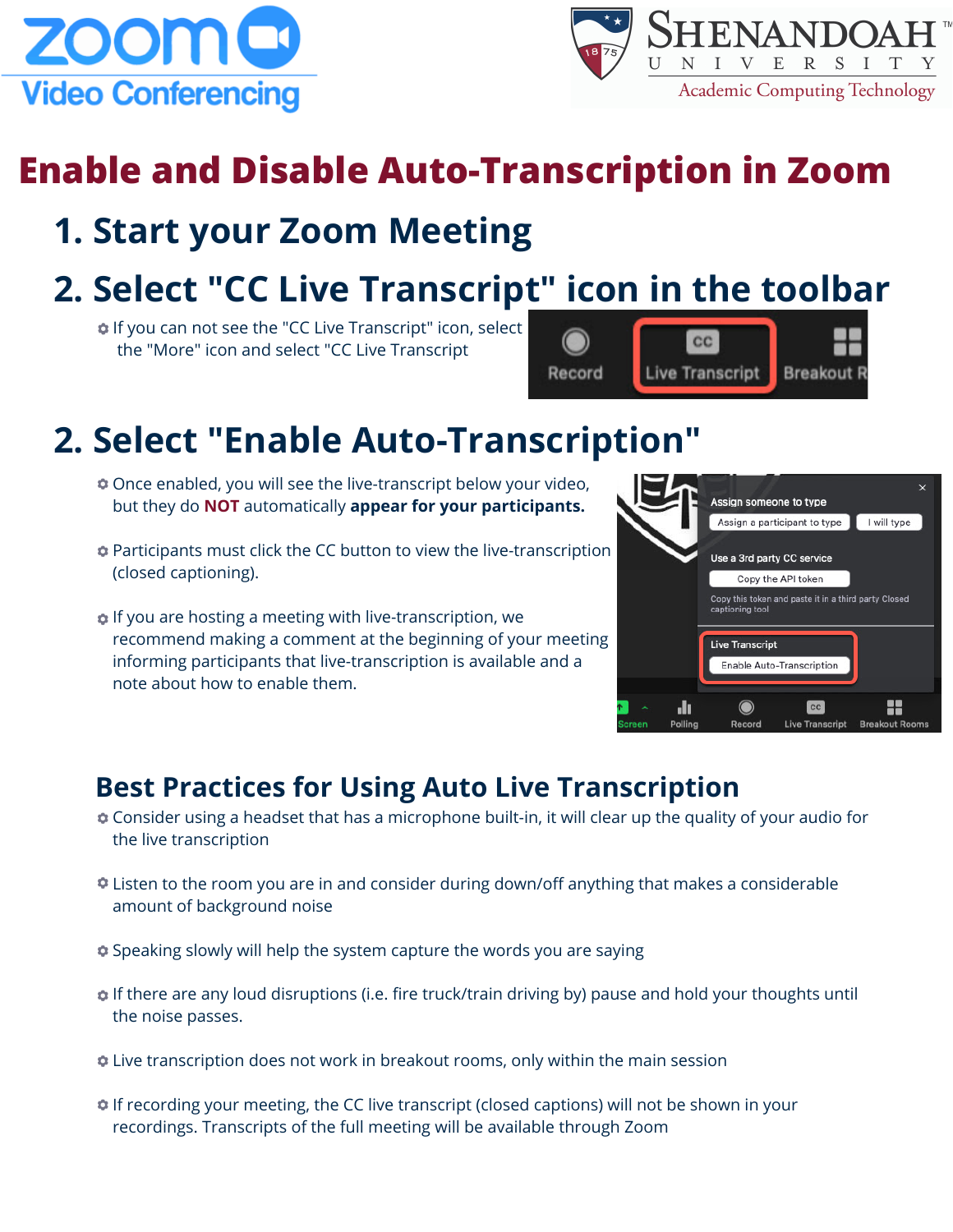# Enable and Disable Auto-Transcription in Zoom

## 1. Start your Zoom Meeting

## 2. Select "CC Live Transcript" icon in the toolbar

- If you can not see the "CC Live Transcript" icon, select the "More" icon and select "CC Live Transcript

## 2. Select "Enable Auto-Transcription"

- Once enabled, you will see the live-transcript below your video, but they do **NOT** automatically **appear for your participants.**
- Participants must click the CC button to view the live-transcription (closed captioning).
- If you are hosting a meeting with live-transcription, we recommend making a comment at the beginning of your meeting informing participants that live-transcription is available and a note about how to enable them.

### Best Practices for Using Auto Live Transcription

- Consider using a headset that has a microphone built-in, it will clear up the quality of your audio for the live transcription
- Listen to the room you are in and consider during down/off anything that makes a considerable amount of background noise
- Speaking slowly will help the system capture the words you are saying
- If there are any loud disruptions (i.e. fire truck/train driving by) pause and hold your thoughts until the noise passes.
- Live transcription does not work in breakout rooms, only within the main session
- If recording your meeting, the CC live transcript (closed captions) will not be shown in your recordings. Transcripts of the full meeting will be available through Zoom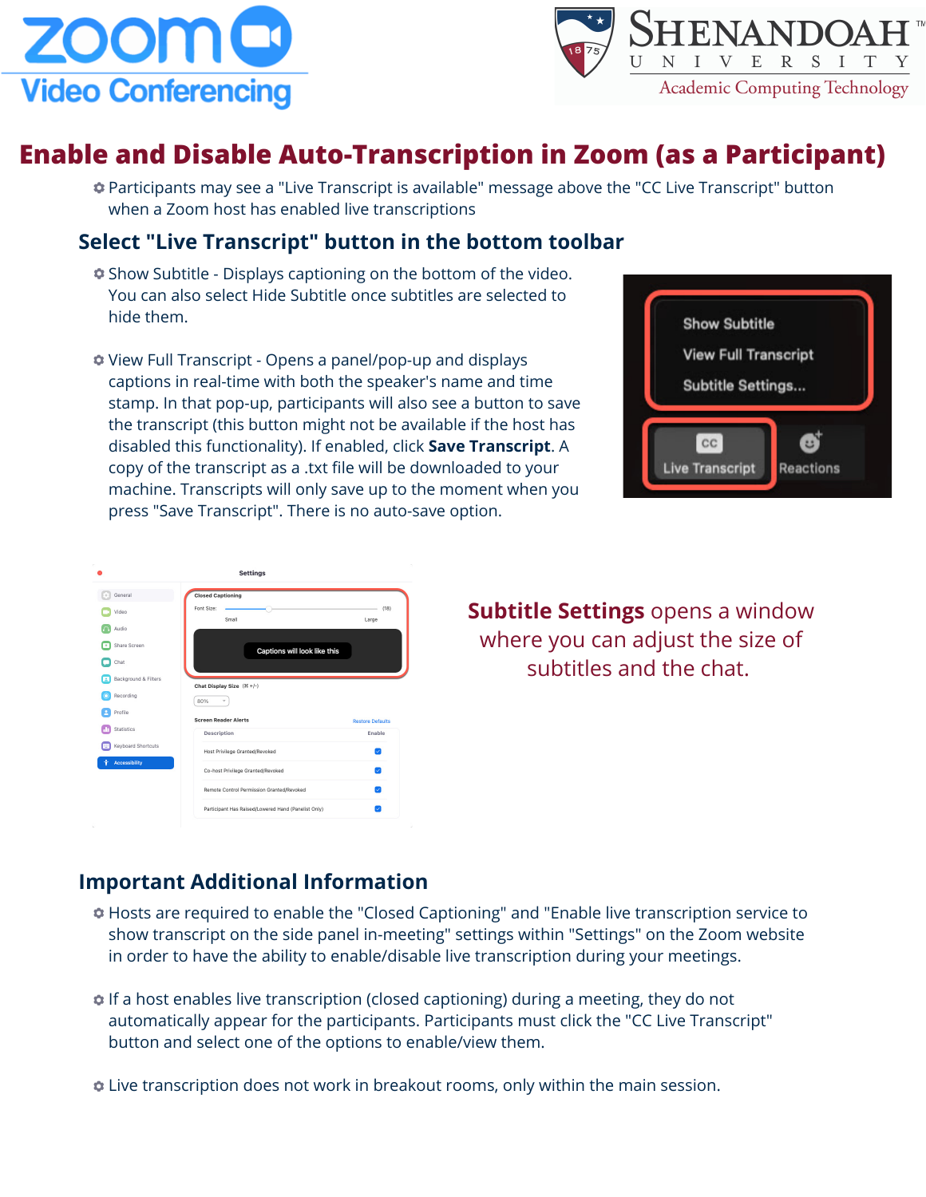# Enable and Disable Auto-Transcription in Zoom (as a Participant)

- Participants may see a "Live Transcript is available" message above the "CC Live Transcript" button when a Zoom host has enabled live transcriptions

## Select "Live Transcript" button in the bottom toolbar

- Show Subtitle - Displays captioning on the bottom of the video. You can also select Hide Subtitle once subtitles are selected to hide them.

- View Full Transcript - Opens a panel/pop-up and displays captions in real-time with both the speaker's name and time stamp. In that pop-up, participants will also see a button to save the transcript (this button might not be available if the host has disabled this functionality). If enabled, click **Save Transcript**. A copy of the transcript as a .txt file will be downloaded to your machine. Transcripts will only save up to the moment when you press "Save Transcript". There is no auto-save option.

**Subtitle Settings** opens a window where you can adjust the size of subtitles and the chat.

## Important Additional Information

- Hosts are required to enable the "Closed Captioning" and "Enable live transcription service to show transcript on the side panel in-meeting" settings within "Settings" on the Zoom website in order to have the ability to enable/disable live transcription during your meetings.

- If a host enables live transcription (closed captioning) during a meeting, they do not automatically appear for the participants. Participants must click the "CC Live Transcript" button and select one of the options to enable/view them.

- Live transcription does not work in breakout rooms, only within the main session.